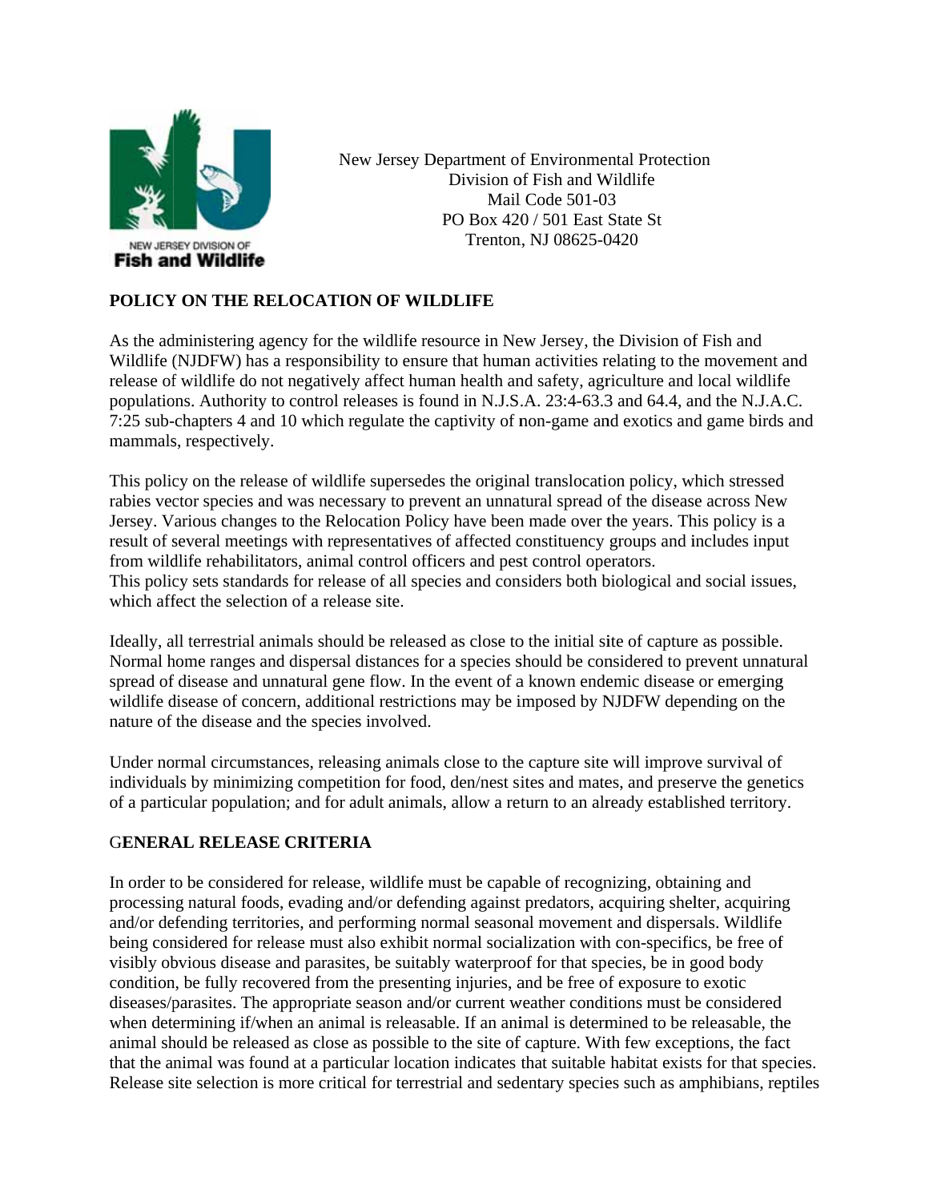New Jersey Department of Environmental Protection
Division of Fish and Wildlife
Mail Code 501-03
PO Box 420 / 501 East State St
Trenton, NJ 08625-0420

**POLICY ON THE RELOCATION OF WILDLIFE**

As the administering agency for the wildlife resource in New Jersey, the Division of Fish and Wildlife (NJDFW) has a responsibility to ensure that human activities relating to the movement and release of wildlife do not negatively affect human health and safety, agriculture and local wildlife populations. Authority to control releases is found in N.J.S.A. 23:4-63.3 and 64.4, and the N.J.A.C. 7:25 sub-chapters 4 and 10 which regulate the captivity of non-game and exotics and game birds and mammals, respectively.

This policy on the release of wildlife supersedes the original translocation policy, which stressed rabies vector species and was necessary to prevent an unnatural spread of the disease across New Jersey. Various changes to the Relocation Policy have been made over the years. This policy is a result of several meetings with representatives of affected constituency groups and includes input from wildlife rehabilitators, animal control officers and pest control operators.
This policy sets standards for release of all species and considers both biological and social issues, which affect the selection of a release site.

Ideally, all terrestrial animals should be released as close to the initial site of capture as possible. Normal home ranges and dispersal distances for a species should be considered to prevent unnatural spread of disease and unnatural gene flow. In the event of a known endemic disease or emerging wildlife disease of concern, additional restrictions may be imposed by NJDFW depending on the nature of the disease and the species involved.

Under normal circumstances, releasing animals close to the capture site will improve survival of individuals by minimizing competition for food, den/nest sites and mates, and preserve the genetics of a particular population; and for adult animals, allow a return to an already established territory.

**GENERAL RELEASE CRITERIA**

In order to be considered for release, wildlife must be capable of recognizing, obtaining and processing natural foods, evading and/or defending against predators, acquiring shelter, acquiring and/or defending territories, and performing normal seasonal movement and dispersals. Wildlife being considered for release must also exhibit normal socialization with con-specifics, be free of visibly obvious disease and parasites, be suitably waterproof for that species, be in good body condition, be fully recovered from the presenting injuries, and be free of exposure to exotic diseases/parasites. The appropriate season and/or current weather conditions must be considered when determining if/when an animal is releasable. If an animal is determined to be releasable, the animal should be released as close as possible to the site of capture. With few exceptions, the fact that the animal was found at a particular location indicates that suitable habitat exists for that species. Release site selection is more critical for terrestrial and sedentary species such as amphibians, reptiles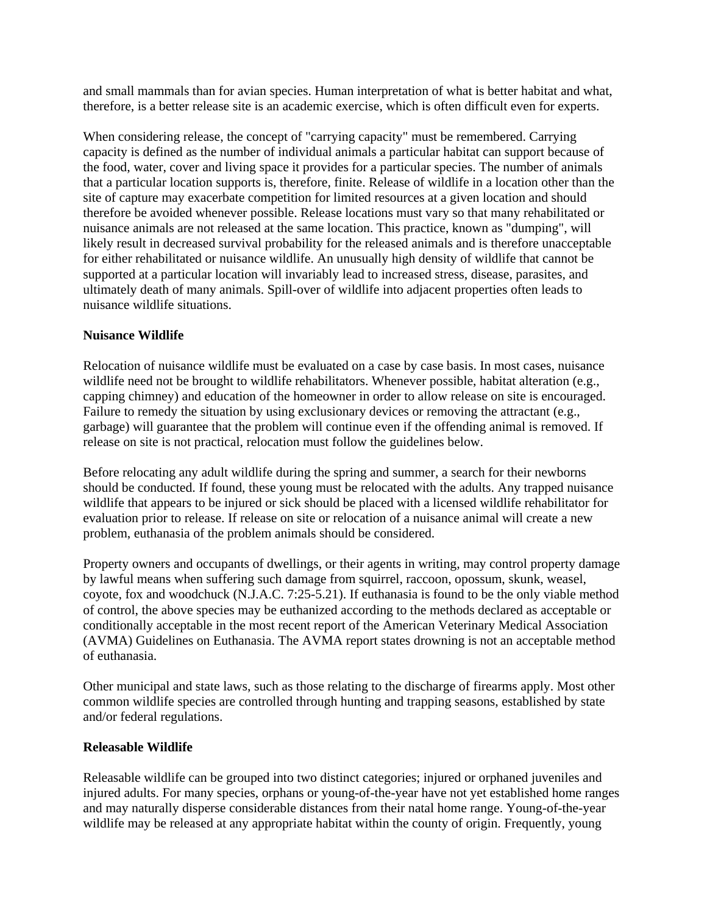and small mammals than for avian species. Human interpretation of what is better habitat and what, therefore, is a better release site is an academic exercise, which is often difficult even for experts.

When considering release, the concept of "carrying capacity" must be remembered. Carrying capacity is defined as the number of individual animals a particular habitat can support because of the food, water, cover and living space it provides for a particular species. The number of animals that a particular location supports is, therefore, finite. Release of wildlife in a location other than the site of capture may exacerbate competition for limited resources at a given location and should therefore be avoided whenever possible. Release locations must vary so that many rehabilitated or nuisance animals are not released at the same location. This practice, known as "dumping", will likely result in decreased survival probability for the released animals and is therefore unacceptable for either rehabilitated or nuisance wildlife. An unusually high density of wildlife that cannot be supported at a particular location will invariably lead to increased stress, disease, parasites, and ultimately death of many animals. Spill-over of wildlife into adjacent properties often leads to nuisance wildlife situations.

**Nuisance Wildlife**

Relocation of nuisance wildlife must be evaluated on a case by case basis. In most cases, nuisance wildlife need not be brought to wildlife rehabilitators. Whenever possible, habitat alteration (e.g., capping chimney) and education of the homeowner in order to allow release on site is encouraged. Failure to remedy the situation by using exclusionary devices or removing the attractant (e.g., garbage) will guarantee that the problem will continue even if the offending animal is removed. If release on site is not practical, relocation must follow the guidelines below.

Before relocating any adult wildlife during the spring and summer, a search for their newborns should be conducted. If found, these young must be relocated with the adults. Any trapped nuisance wildlife that appears to be injured or sick should be placed with a licensed wildlife rehabilitator for evaluation prior to release. If release on site or relocation of a nuisance animal will create a new problem, euthanasia of the problem animals should be considered.

Property owners and occupants of dwellings, or their agents in writing, may control property damage by lawful means when suffering such damage from squirrel, raccoon, opossum, skunk, weasel, coyote, fox and woodchuck (N.J.A.C. 7:25-5.21). If euthanasia is found to be the only viable method of control, the above species may be euthanized according to the methods declared as acceptable or conditionally acceptable in the most recent report of the American Veterinary Medical Association (AVMA) Guidelines on Euthanasia. The AVMA report states drowning is not an acceptable method of euthanasia.

Other municipal and state laws, such as those relating to the discharge of firearms apply. Most other common wildlife species are controlled through hunting and trapping seasons, established by state and/or federal regulations.

**Releasable Wildlife**

Releasable wildlife can be grouped into two distinct categories; injured or orphaned juveniles and injured adults. For many species, orphans or young-of-the-year have not yet established home ranges and may naturally disperse considerable distances from their natal home range. Young-of-the-year wildlife may be released at any appropriate habitat within the county of origin. Frequently, young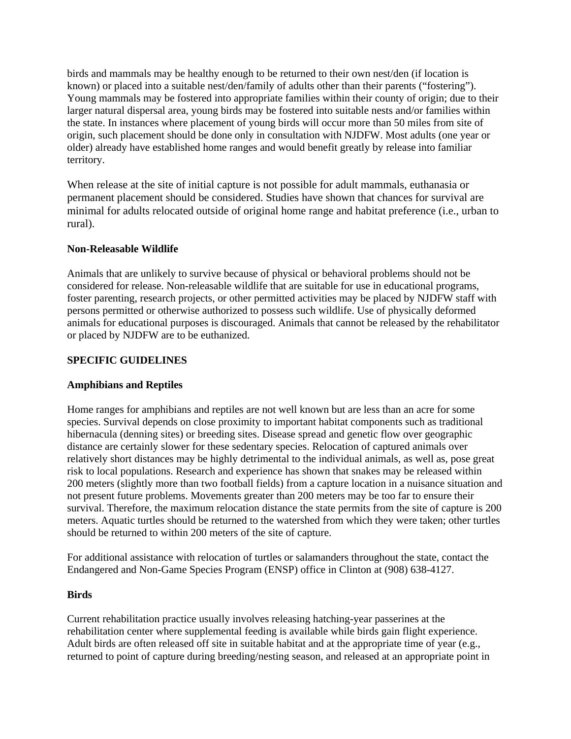birds and mammals may be healthy enough to be returned to their own nest/den (if location is known) or placed into a suitable nest/den/family of adults other than their parents ("fostering"). Young mammals may be fostered into appropriate families within their county of origin; due to their larger natural dispersal area, young birds may be fostered into suitable nests and/or families within the state. In instances where placement of young birds will occur more than 50 miles from site of origin, such placement should be done only in consultation with NJDFW. Most adults (one year or older) already have established home ranges and would benefit greatly by release into familiar territory.

When release at the site of initial capture is not possible for adult mammals, euthanasia or permanent placement should be considered. Studies have shown that chances for survival are minimal for adults relocated outside of original home range and habitat preference (i.e., urban to rural).

**Non-Releasable Wildlife**

Animals that are unlikely to survive because of physical or behavioral problems should not be considered for release. Non-releasable wildlife that are suitable for use in educational programs, foster parenting, research projects, or other permitted activities may be placed by NJDFW staff with persons permitted or otherwise authorized to possess such wildlife. Use of physically deformed animals for educational purposes is discouraged. Animals that cannot be released by the rehabilitator or placed by NJDFW are to be euthanized.

**SPECIFIC GUIDELINES**

**Amphibians and Reptiles**

Home ranges for amphibians and reptiles are not well known but are less than an acre for some species. Survival depends on close proximity to important habitat components such as traditional hibernacula (denning sites) or breeding sites. Disease spread and genetic flow over geographic distance are certainly slower for these sedentary species. Relocation of captured animals over relatively short distances may be highly detrimental to the individual animals, as well as, pose great risk to local populations. Research and experience has shown that snakes may be released within 200 meters (slightly more than two football fields) from a capture location in a nuisance situation and not present future problems. Movements greater than 200 meters may be too far to ensure their survival. Therefore, the maximum relocation distance the state permits from the site of capture is 200 meters. Aquatic turtles should be returned to the watershed from which they were taken; other turtles should be returned to within 200 meters of the site of capture.

For additional assistance with relocation of turtles or salamanders throughout the state, contact the Endangered and Non-Game Species Program (ENSP) office in Clinton at (908) 638-4127.

**Birds**

Current rehabilitation practice usually involves releasing hatching-year passerines at the rehabilitation center where supplemental feeding is available while birds gain flight experience. Adult birds are often released off site in suitable habitat and at the appropriate time of year (e.g., returned to point of capture during breeding/nesting season, and released at an appropriate point in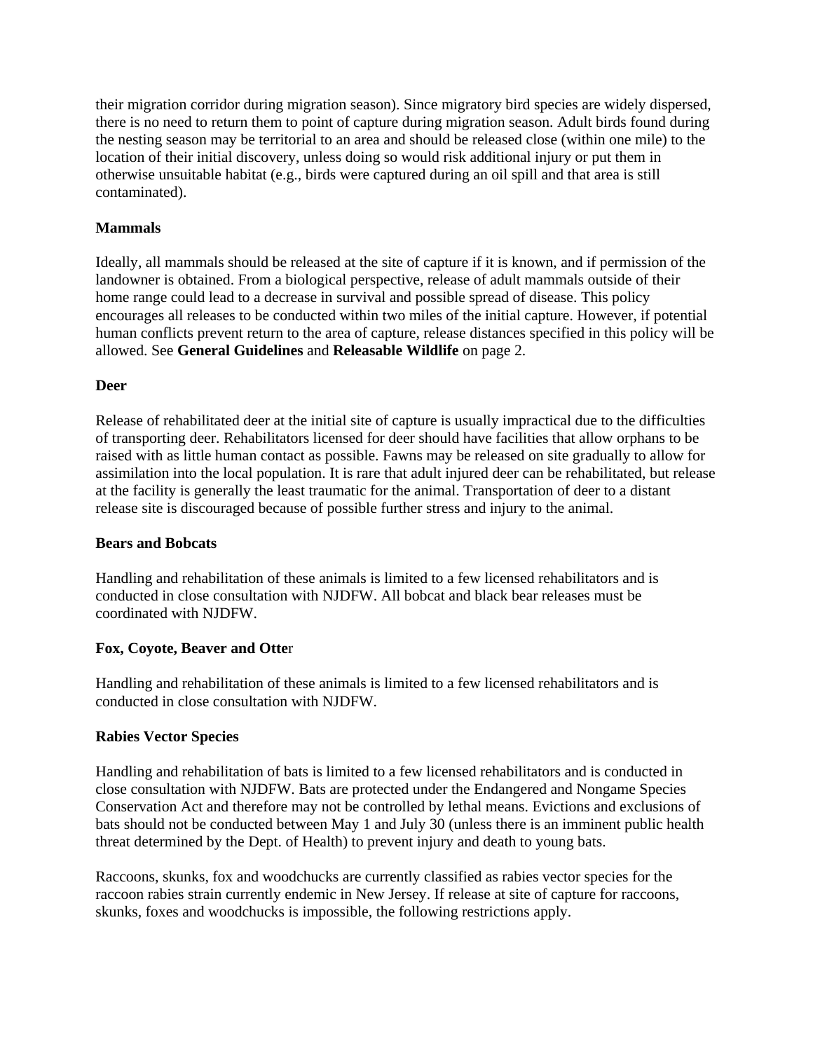their migration corridor during migration season). Since migratory bird species are widely dispersed, there is no need to return them to point of capture during migration season. Adult birds found during the nesting season may be territorial to an area and should be released close (within one mile) to the location of their initial discovery, unless doing so would risk additional injury or put them in otherwise unsuitable habitat (e.g., birds were captured during an oil spill and that area is still contaminated).

**Mammals**

Ideally, all mammals should be released at the site of capture if it is known, and if permission of the landowner is obtained. From a biological perspective, release of adult mammals outside of their home range could lead to a decrease in survival and possible spread of disease. This policy encourages all releases to be conducted within two miles of the initial capture. However, if potential human conflicts prevent return to the area of capture, release distances specified in this policy will be allowed. See **General Guidelines** and **Releasable Wildlife** on page 2.

**Deer**

Release of rehabilitated deer at the initial site of capture is usually impractical due to the difficulties of transporting deer. Rehabilitators licensed for deer should have facilities that allow orphans to be raised with as little human contact as possible. Fawns may be released on site gradually to allow for assimilation into the local population. It is rare that adult injured deer can be rehabilitated, but release at the facility is generally the least traumatic for the animal. Transportation of deer to a distant release site is discouraged because of possible further stress and injury to the animal.

**Bears and Bobcats**

Handling and rehabilitation of these animals is limited to a few licensed rehabilitators and is conducted in close consultation with NJDFW. All bobcat and black bear releases must be coordinated with NJDFW.

**Fox, Coyote, Beaver and Otter**

Handling and rehabilitation of these animals is limited to a few licensed rehabilitators and is conducted in close consultation with NJDFW.

**Rabies Vector Species**

Handling and rehabilitation of bats is limited to a few licensed rehabilitators and is conducted in close consultation with NJDFW. Bats are protected under the Endangered and Nongame Species Conservation Act and therefore may not be controlled by lethal means. Evictions and exclusions of bats should not be conducted between May 1 and July 30 (unless there is an imminent public health threat determined by the Dept. of Health) to prevent injury and death to young bats.

Raccoons, skunks, fox and woodchucks are currently classified as rabies vector species for the raccoon rabies strain currently endemic in New Jersey. If release at site of capture for raccoons, skunks, foxes and woodchucks is impossible, the following restrictions apply.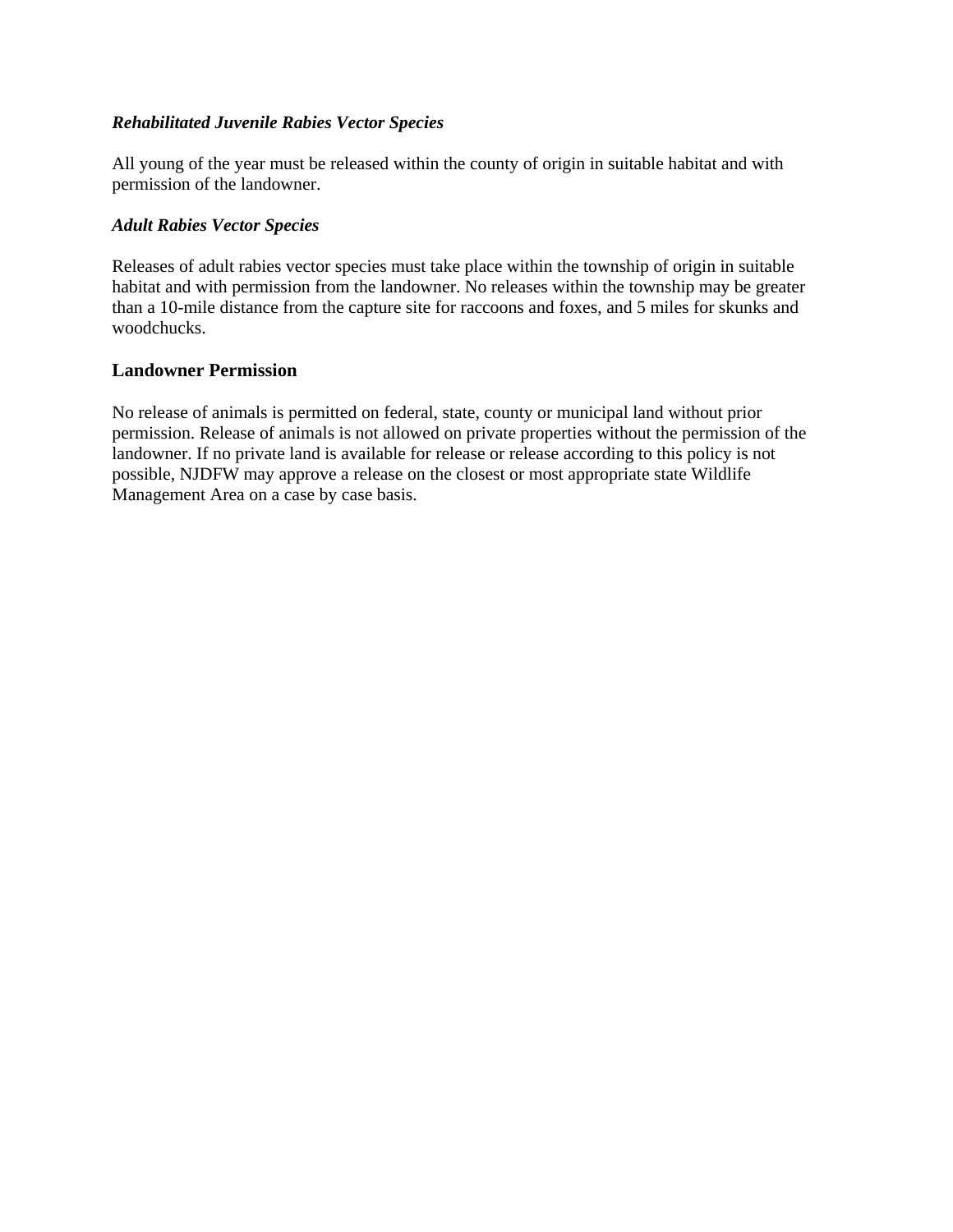***Rehabilitated Juvenile Rabies Vector Species***

All young of the year must be released within the county of origin in suitable habitat and with permission of the landowner.

***Adult Rabies Vector Species***

Releases of adult rabies vector species must take place within the township of origin in suitable habitat and with permission from the landowner. No releases within the township may be greater than a 10-mile distance from the capture site for raccoons and foxes, and 5 miles for skunks and woodchucks.

## Landowner Permission

No release of animals is permitted on federal, state, county or municipal land without prior permission. Release of animals is not allowed on private properties without the permission of the landowner. If no private land is available for release or release according to this policy is not possible, NJDFW may approve a release on the closest or most appropriate state Wildlife Management Area on a case by case basis.